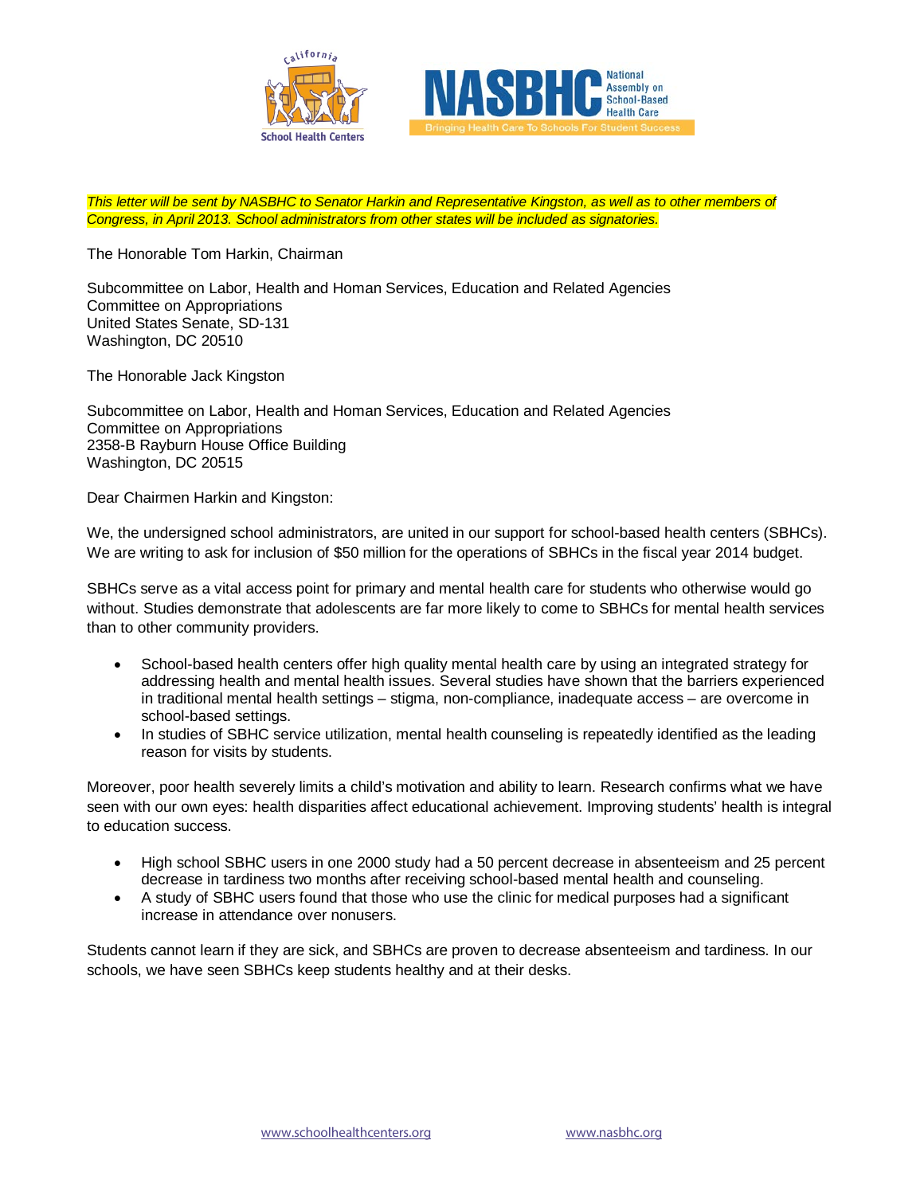*This letter will be sent by NASBHC to Senator Harkin and Representative Kingston, as well as to other members of Congress, in April 2013. School administrators from other states will be included as signatories.*

The Honorable Tom Harkin, Chairman

Subcommittee on Labor, Health and Homan Services, Education and Related Agencies
Committee on Appropriations
United States Senate, SD-131
Washington, DC 20510

The Honorable Jack Kingston

Subcommittee on Labor, Health and Homan Services, Education and Related Agencies
Committee on Appropriations
2358-B Rayburn House Office Building
Washington, DC 20515

Dear Chairmen Harkin and Kingston:

We, the undersigned school administrators, are united in our support for school-based health centers (SBHCs). We are writing to ask for inclusion of $50 million for the operations of SBHCs in the fiscal year 2014 budget.

SBHCs serve as a vital access point for primary and mental health care for students who otherwise would go without. Studies demonstrate that adolescents are far more likely to come to SBHCs for mental health services than to other community providers.

- School-based health centers offer high quality mental health care by using an integrated strategy for addressing health and mental health issues. Several studies have shown that the barriers experienced in traditional mental health settings – stigma, non-compliance, inadequate access – are overcome in school-based settings.
- In studies of SBHC service utilization, mental health counseling is repeatedly identified as the leading reason for visits by students.

Moreover, poor health severely limits a child's motivation and ability to learn. Research confirms what we have seen with our own eyes: health disparities affect educational achievement. Improving students' health is integral to education success.

- High school SBHC users in one 2000 study had a 50 percent decrease in absenteeism and 25 percent decrease in tardiness two months after receiving school-based mental health and counseling.
- A study of SBHC users found that those who use the clinic for medical purposes had a significant increase in attendance over nonusers.

Students cannot learn if they are sick, and SBHCs are proven to decrease absenteeism and tardiness. In our schools, we have seen SBHCs keep students healthy and at their desks.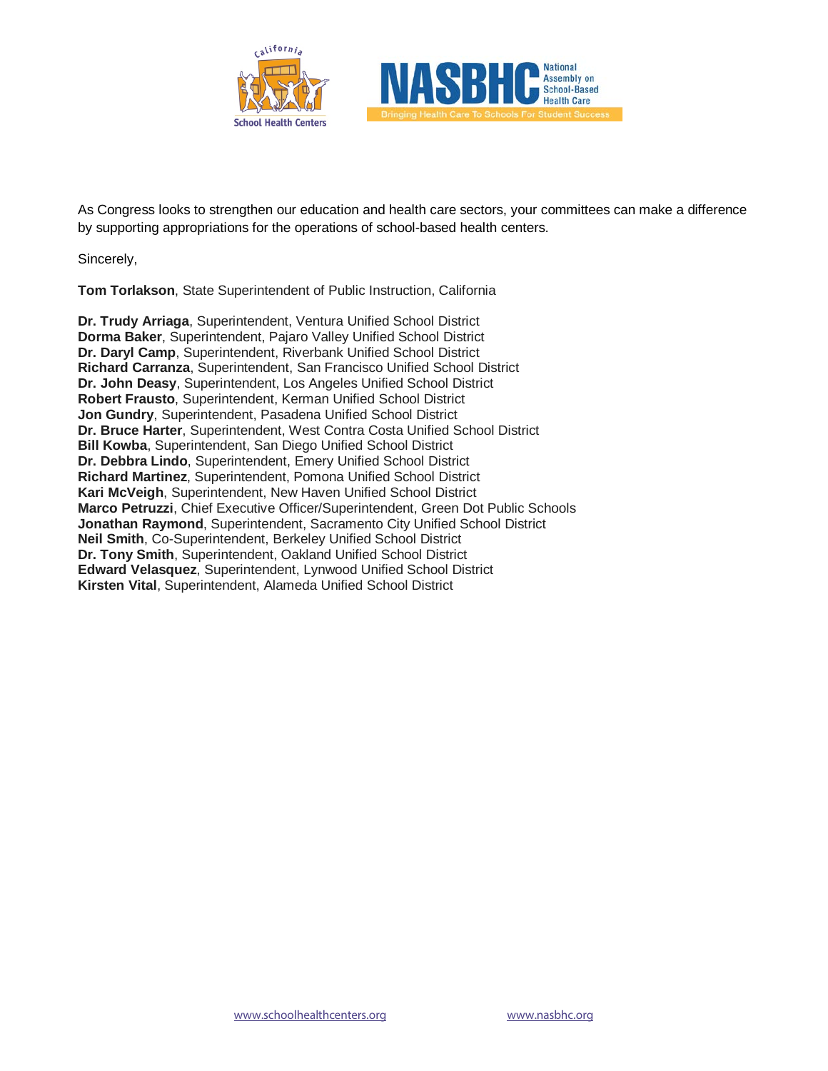As Congress looks to strengthen our education and health care sectors, your committees can make a difference by supporting appropriations for the operations of school-based health centers.

Sincerely,

**Tom Torlakson**, State Superintendent of Public Instruction, California

**Dr. Trudy Arriaga**, Superintendent, Ventura Unified School District
**Dorma Baker**, Superintendent, Pajaro Valley Unified School District
**Dr. Daryl Camp**, Superintendent, Riverbank Unified School District
**Richard Carranza**, Superintendent, San Francisco Unified School District
**Dr. John Deasy**, Superintendent, Los Angeles Unified School District
**Robert Frausto**, Superintendent, Kerman Unified School District
**Jon Gundry**, Superintendent, Pasadena Unified School District
**Dr. Bruce Harter**, Superintendent, West Contra Costa Unified School District
**Bill Kowba**, Superintendent, San Diego Unified School District
**Dr. Debbra Lindo**, Superintendent, Emery Unified School District
**Richard Martinez**, Superintendent, Pomona Unified School District
**Kari McVeigh**, Superintendent, New Haven Unified School District
**Marco Petruzzi**, Chief Executive Officer/Superintendent, Green Dot Public Schools
**Jonathan Raymond**, Superintendent, Sacramento City Unified School District
**Neil Smith**, Co-Superintendent, Berkeley Unified School District
**Dr. Tony Smith**, Superintendent, Oakland Unified School District
**Edward Velasquez**, Superintendent, Lynwood Unified School District
**Kirsten Vital**, Superintendent, Alameda Unified School District